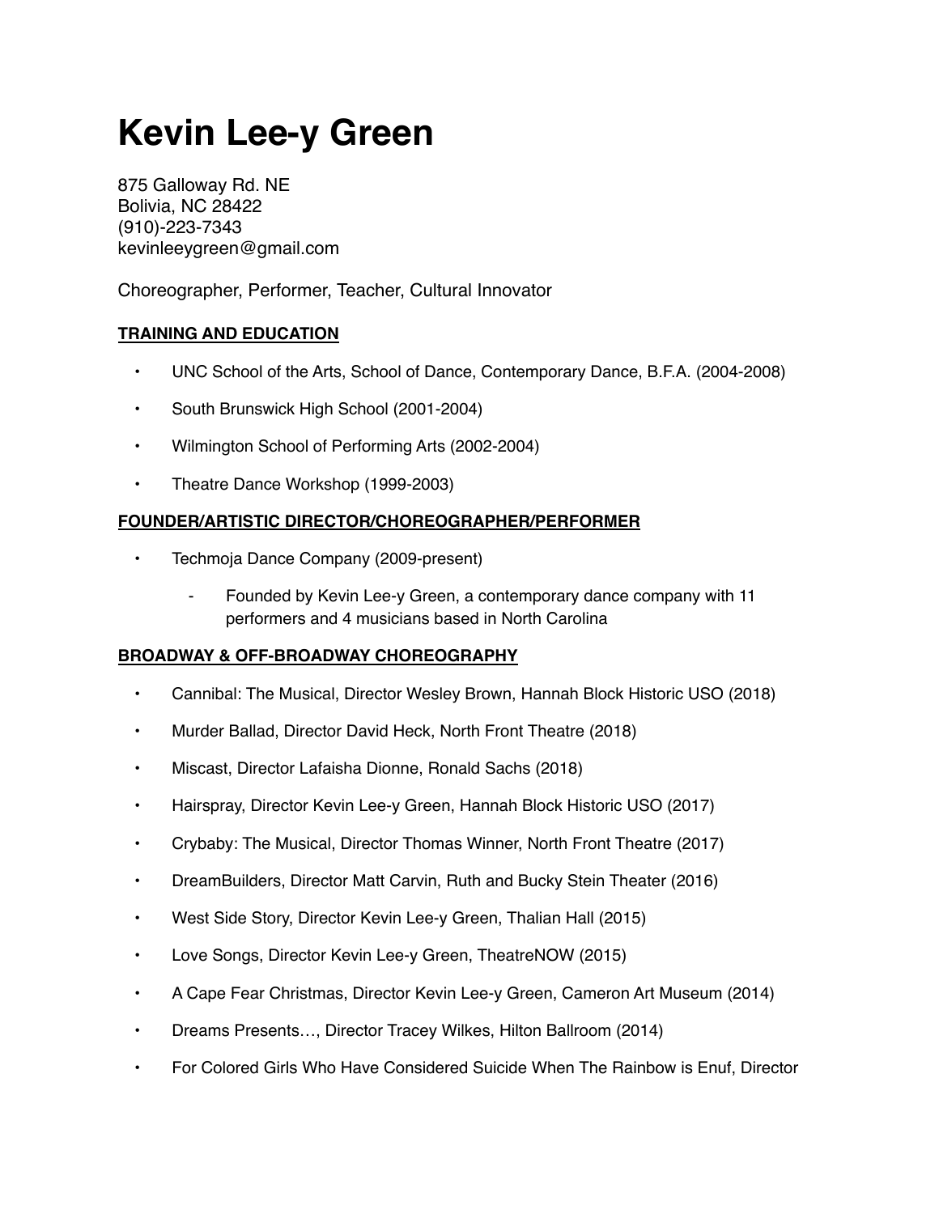# Kevin Lee-y Green

875 Galloway Rd. NE
Bolivia, NC 28422
(910)-223-7343
kevinleeygreen@gmail.com

Choreographer, Performer, Teacher, Cultural Innovator

## TRAINING AND EDUCATION

- UNC School of the Arts, School of Dance, Contemporary Dance, B.F.A. (2004-2008)
- South Brunswick High School (2001-2004)
- Wilmington School of Performing Arts (2002-2004)
- Theatre Dance Workshop (1999-2003)

## FOUNDER/ARTISTIC DIRECTOR/CHOREOGRAPHER/PERFORMER

- Techmoja Dance Company (2009-present)
  - Founded by Kevin Lee-y Green, a contemporary dance company with 11 performers and 4 musicians based in North Carolina

## BROADWAY & OFF-BROADWAY CHOREOGRAPHY

- Cannibal: The Musical, Director Wesley Brown, Hannah Block Historic USO (2018)
- Murder Ballad, Director David Heck, North Front Theatre (2018)
- Miscast, Director Lafaisha Dionne, Ronald Sachs (2018)
- Hairspray, Director Kevin Lee-y Green, Hannah Block Historic USO (2017)
- Crybaby: The Musical, Director Thomas Winner, North Front Theatre (2017)
- DreamBuilders, Director Matt Carvin, Ruth and Bucky Stein Theater (2016)
- West Side Story, Director Kevin Lee-y Green, Thalian Hall (2015)
- Love Songs, Director Kevin Lee-y Green, TheatreNOW (2015)
- A Cape Fear Christmas, Director Kevin Lee-y Green, Cameron Art Museum (2014)
- Dreams Presents…, Director Tracey Wilkes, Hilton Ballroom (2014)
- For Colored Girls Who Have Considered Suicide When The Rainbow is Enuf, Director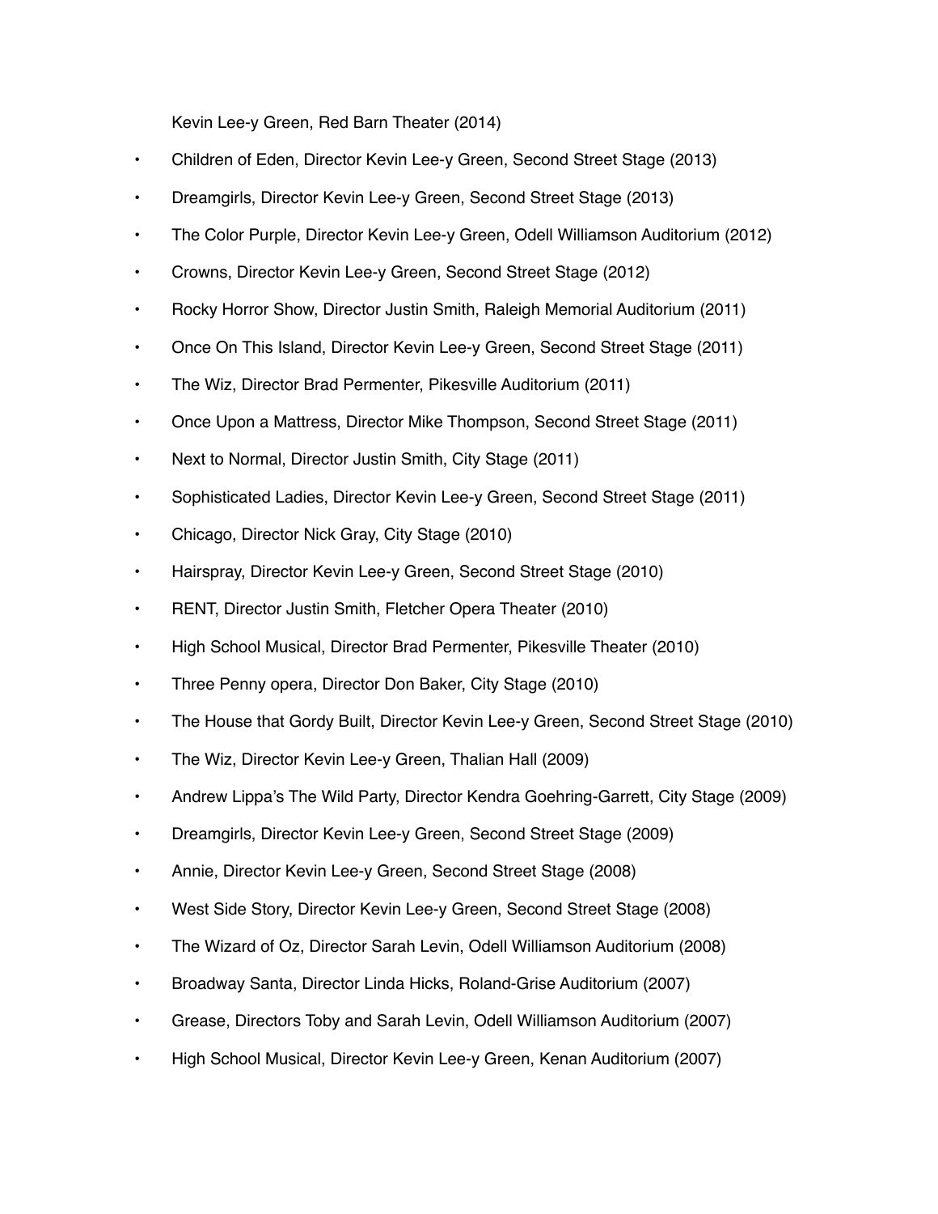Kevin Lee-y Green, Red Barn Theater (2014)

- Children of Eden, Director Kevin Lee-y Green, Second Street Stage (2013)
- Dreamgirls, Director Kevin Lee-y Green, Second Street Stage (2013)
- The Color Purple, Director Kevin Lee-y Green, Odell Williamson Auditorium (2012)
- Crowns, Director Kevin Lee-y Green, Second Street Stage (2012)
- Rocky Horror Show, Director Justin Smith, Raleigh Memorial Auditorium (2011)
- Once On This Island, Director Kevin Lee-y Green, Second Street Stage (2011)
- The Wiz, Director Brad Permenter, Pikesville Auditorium (2011)
- Once Upon a Mattress, Director Mike Thompson, Second Street Stage (2011)
- Next to Normal, Director Justin Smith, City Stage (2011)
- Sophisticated Ladies, Director Kevin Lee-y Green, Second Street Stage (2011)
- Chicago, Director Nick Gray, City Stage (2010)
- Hairspray, Director Kevin Lee-y Green, Second Street Stage (2010)
- RENT, Director Justin Smith, Fletcher Opera Theater (2010)
- High School Musical, Director Brad Permenter, Pikesville Theater (2010)
- Three Penny opera, Director Don Baker, City Stage (2010)
- The House that Gordy Built, Director Kevin Lee-y Green, Second Street Stage (2010)
- The Wiz, Director Kevin Lee-y Green, Thalian Hall (2009)
- Andrew Lippa's The Wild Party, Director Kendra Goehring-Garrett, City Stage (2009)
- Dreamgirls, Director Kevin Lee-y Green, Second Street Stage (2009)
- Annie, Director Kevin Lee-y Green, Second Street Stage (2008)
- West Side Story, Director Kevin Lee-y Green, Second Street Stage (2008)
- The Wizard of Oz, Director Sarah Levin, Odell Williamson Auditorium (2008)
- Broadway Santa, Director Linda Hicks, Roland-Grise Auditorium (2007)
- Grease, Directors Toby and Sarah Levin, Odell Williamson Auditorium (2007)
- High School Musical, Director Kevin Lee-y Green, Kenan Auditorium (2007)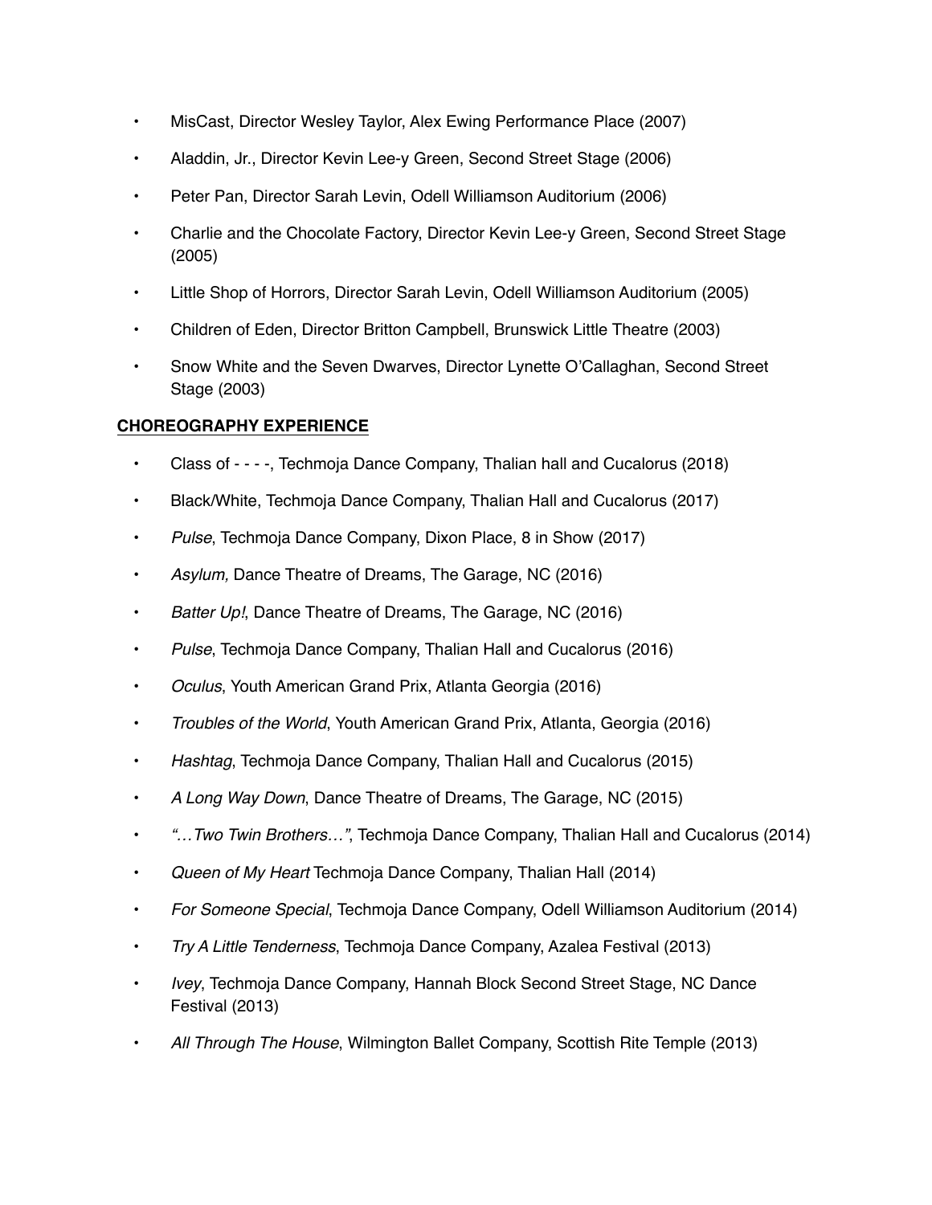- MisCast, Director Wesley Taylor, Alex Ewing Performance Place (2007)
- Aladdin, Jr., Director Kevin Lee-y Green, Second Street Stage (2006)
- Peter Pan, Director Sarah Levin, Odell Williamson Auditorium (2006)
- Charlie and the Chocolate Factory, Director Kevin Lee-y Green, Second Street Stage (2005)
- Little Shop of Horrors, Director Sarah Levin, Odell Williamson Auditorium (2005)
- Children of Eden, Director Britton Campbell, Brunswick Little Theatre (2003)
- Snow White and the Seven Dwarves, Director Lynette O'Callaghan, Second Street Stage (2003)

**CHOREOGRAPHY EXPERIENCE**

- Class of - - - -, Techmoja Dance Company, Thalian hall and Cucalorus (2018)
- Black/White, Techmoja Dance Company, Thalian Hall and Cucalorus (2017)
- *Pulse*, Techmoja Dance Company, Dixon Place, 8 in Show (2017)
- *Asylum,* Dance Theatre of Dreams, The Garage, NC (2016)
- *Batter Up!*, Dance Theatre of Dreams, The Garage, NC (2016)
- *Pulse*, Techmoja Dance Company, Thalian Hall and Cucalorus (2016)
- *Oculus*, Youth American Grand Prix, Atlanta Georgia (2016)
- *Troubles of the World*, Youth American Grand Prix, Atlanta, Georgia (2016)
- *Hashtag*, Techmoja Dance Company, Thalian Hall and Cucalorus (2015)
- *A Long Way Down*, Dance Theatre of Dreams, The Garage, NC (2015)
- *"…Two Twin Brothers…"*, Techmoja Dance Company, Thalian Hall and Cucalorus (2014)
- *Queen of My Heart* Techmoja Dance Company, Thalian Hall (2014)
- *For Someone Special*, Techmoja Dance Company, Odell Williamson Auditorium (2014)
- *Try A Little Tenderness*, Techmoja Dance Company, Azalea Festival (2013)
- *Ivey*, Techmoja Dance Company, Hannah Block Second Street Stage, NC Dance Festival (2013)
- *All Through The House*, Wilmington Ballet Company, Scottish Rite Temple (2013)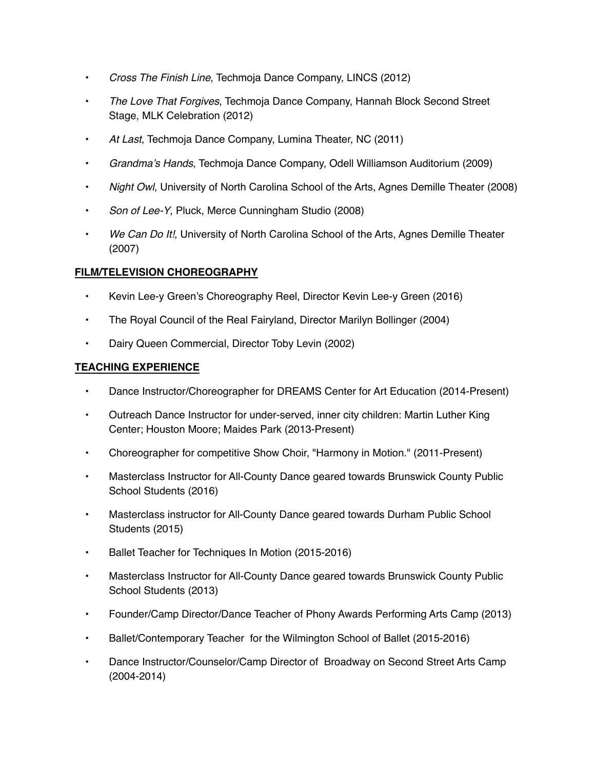- *Cross The Finish Line*, Techmoja Dance Company, LINCS (2012)
- *The Love That Forgives*, Techmoja Dance Company, Hannah Block Second Street Stage, MLK Celebration (2012)
- *At Last*, Techmoja Dance Company, Lumina Theater, NC (2011)
- *Grandma's Hands*, Techmoja Dance Company, Odell Williamson Auditorium (2009)
- *Night Owl*, University of North Carolina School of the Arts, Agnes Demille Theater (2008)
- *Son of Lee-Y*, Pluck, Merce Cunningham Studio (2008)
- *We Can Do It!*, University of North Carolina School of the Arts, Agnes Demille Theater (2007)

**FILM/TELEVISION CHOREOGRAPHY**

- Kevin Lee-y Green's Choreography Reel, Director Kevin Lee-y Green (2016)
- The Royal Council of the Real Fairyland, Director Marilyn Bollinger (2004)
- Dairy Queen Commercial, Director Toby Levin (2002)

**TEACHING EXPERIENCE**

- Dance Instructor/Choreographer for DREAMS Center for Art Education (2014-Present)
- Outreach Dance Instructor for under-served, inner city children: Martin Luther King Center; Houston Moore; Maides Park (2013-Present)
- Choreographer for competitive Show Choir, "Harmony in Motion." (2011-Present)
- Masterclass Instructor for All-County Dance geared towards Brunswick County Public School Students (2016)
- Masterclass instructor for All-County Dance geared towards Durham Public School Students (2015)
- Ballet Teacher for Techniques In Motion (2015-2016)
- Masterclass Instructor for All-County Dance geared towards Brunswick County Public School Students (2013)
- Founder/Camp Director/Dance Teacher of Phony Awards Performing Arts Camp (2013)
- Ballet/Contemporary Teacher for the Wilmington School of Ballet (2015-2016)
- Dance Instructor/Counselor/Camp Director of Broadway on Second Street Arts Camp (2004-2014)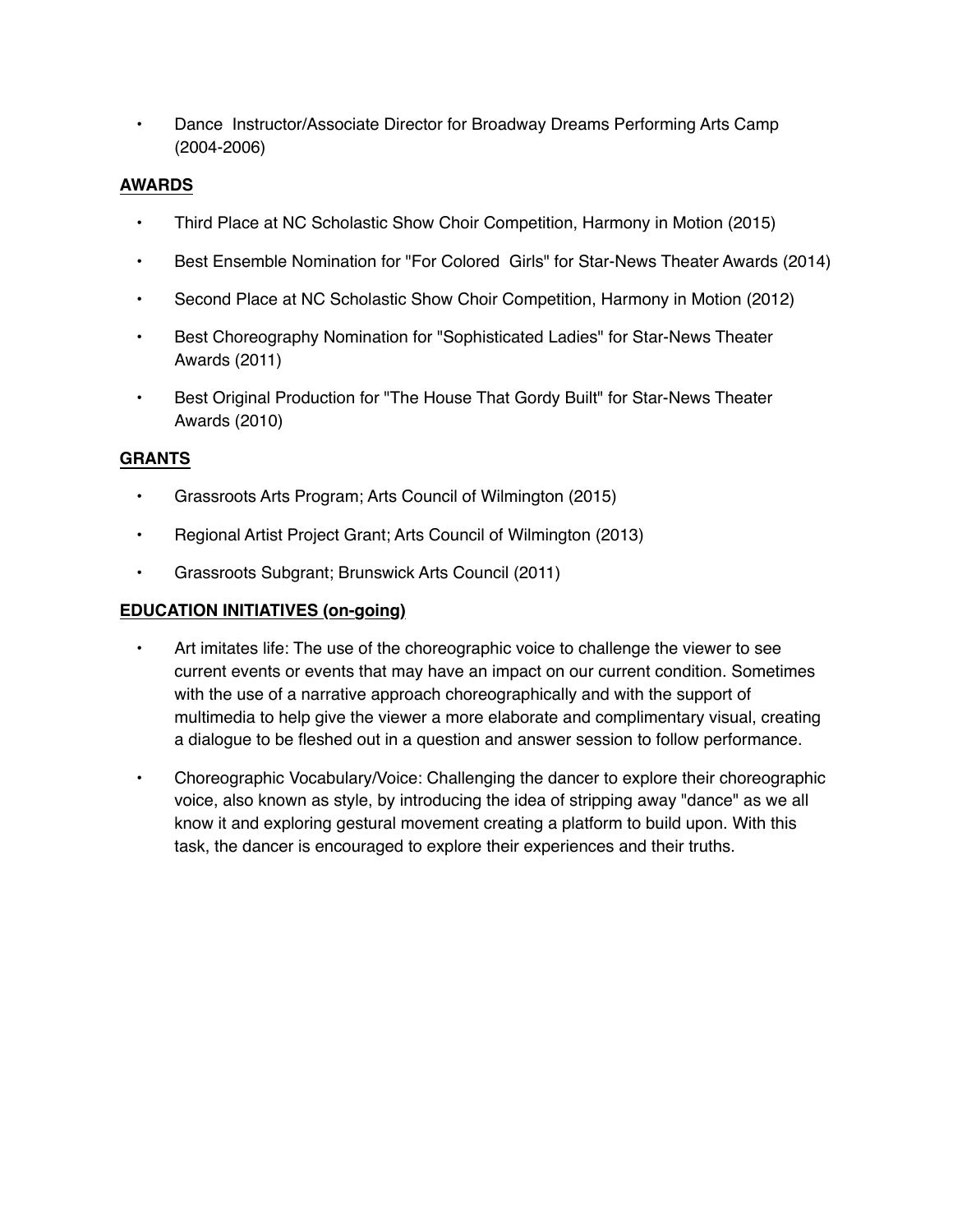- Dance Instructor/Associate Director for Broadway Dreams Performing Arts Camp (2004-2006)

**AWARDS**

- Third Place at NC Scholastic Show Choir Competition, Harmony in Motion (2015)
- Best Ensemble Nomination for "For Colored Girls" for Star-News Theater Awards (2014)
- Second Place at NC Scholastic Show Choir Competition, Harmony in Motion (2012)
- Best Choreography Nomination for "Sophisticated Ladies" for Star-News Theater Awards (2011)
- Best Original Production for "The House That Gordy Built" for Star-News Theater Awards (2010)

**GRANTS**

- Grassroots Arts Program; Arts Council of Wilmington (2015)
- Regional Artist Project Grant; Arts Council of Wilmington (2013)
- Grassroots Subgrant; Brunswick Arts Council (2011)

**EDUCATION INITIATIVES (on-going)**

- Art imitates life: The use of the choreographic voice to challenge the viewer to see current events or events that may have an impact on our current condition. Sometimes with the use of a narrative approach choreographically and with the support of multimedia to help give the viewer a more elaborate and complimentary visual, creating a dialogue to be fleshed out in a question and answer session to follow performance.
- Choreographic Vocabulary/Voice: Challenging the dancer to explore their choreographic voice, also known as style, by introducing the idea of stripping away "dance" as we all know it and exploring gestural movement creating a platform to build upon. With this task, the dancer is encouraged to explore their experiences and their truths.